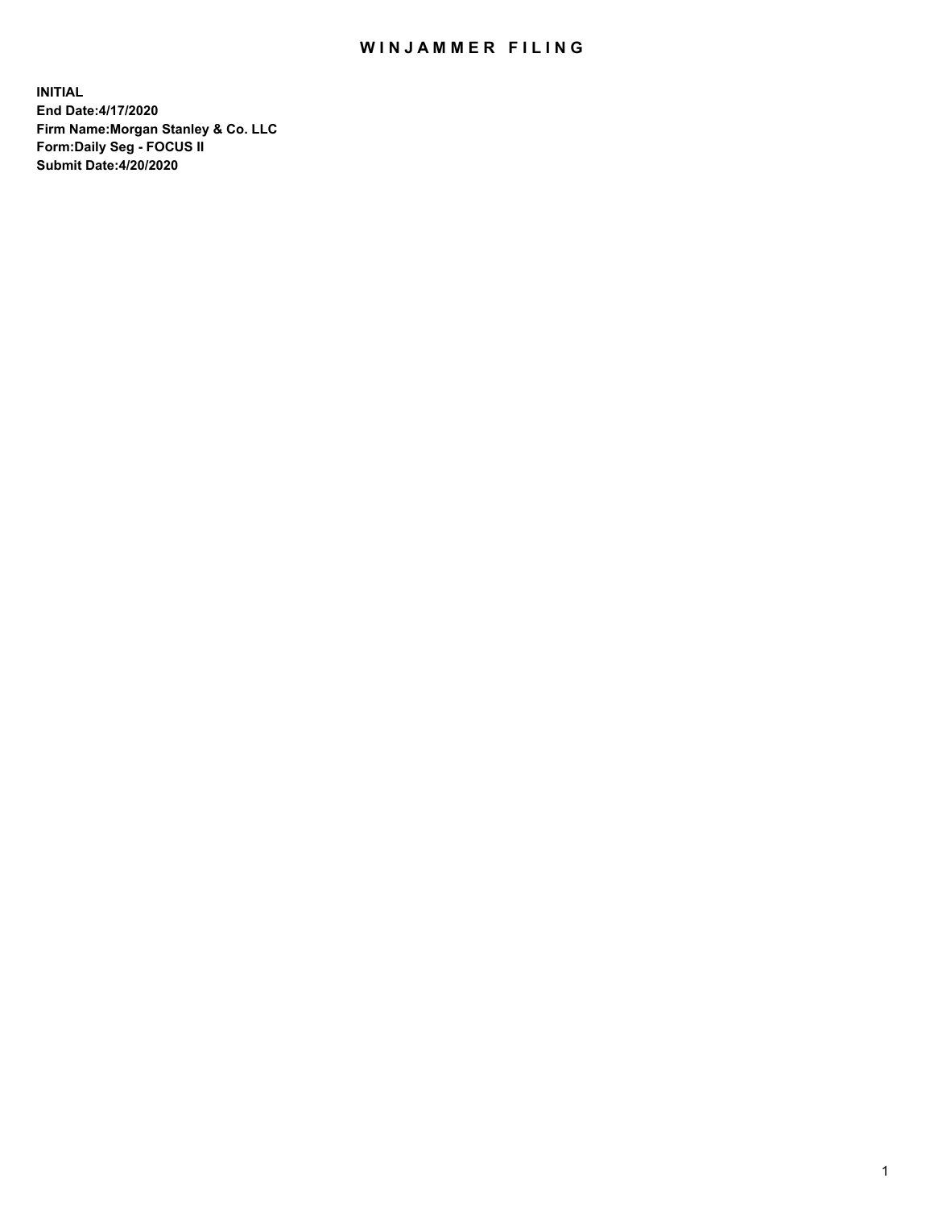# WINJAMMER FILING

**INITIAL**
**End Date:4/17/2020**
**Firm Name:Morgan Stanley & Co. LLC**
**Form:Daily Seg - FOCUS II**
**Submit Date:4/20/2020**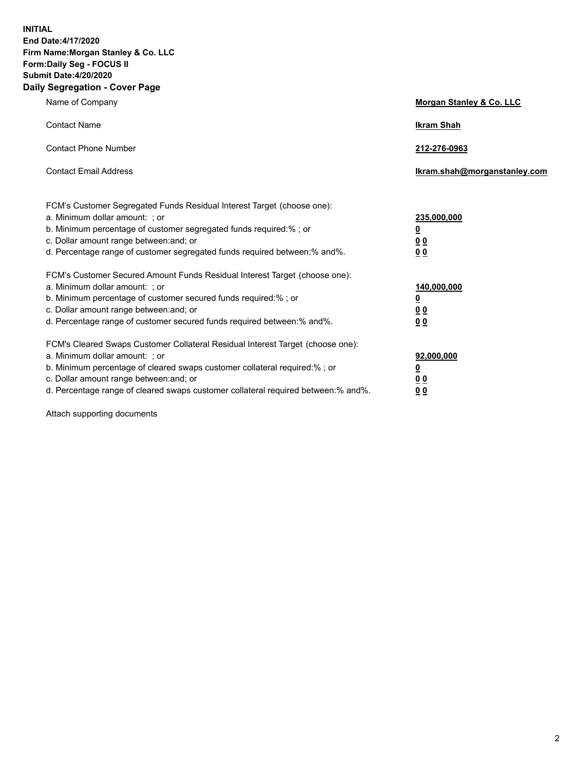**INITIAL**
**End Date:4/17/2020**
**Firm Name:Morgan Stanley & Co. LLC**
**Form:Daily Seg - FOCUS II**
**Submit Date:4/20/2020**

## Daily Segregation - Cover Page

| | |
|---|---|
| Name of Company | **Morgan Stanley & Co. LLC** |
| Contact Name | **Ikram Shah** |
| Contact Phone Number | **212-276-0963** |
| Contact Email Address | **Ikram.shah@morganstanley.com** |

| | |
|---|---|
| FCM's Customer Segregated Funds Residual Interest Target (choose one): | |
| a. Minimum dollar amount: ; or | **235,000,000** |
| b. Minimum percentage of customer segregated funds required:% ; or | **0** |
| c. Dollar amount range between:and; or | **0 0** |
| d. Percentage range of customer segregated funds required between:% and%. | **0 0** |
| FCM's Customer Secured Amount Funds Residual Interest Target (choose one): | |
| a. Minimum dollar amount: ; or | **140,000,000** |
| b. Minimum percentage of customer secured funds required:% ; or | **0** |
| c. Dollar amount range between:and; or | **0 0** |
| d. Percentage range of customer secured funds required between:% and%. | **0 0** |
| FCM's Cleared Swaps Customer Collateral Residual Interest Target (choose one): | |
| a. Minimum dollar amount: ; or | **92,000,000** |
| b. Minimum percentage of cleared swaps customer collateral required:% ; or | **0** |
| c. Dollar amount range between:and; or | **0 0** |
| d. Percentage range of cleared swaps customer collateral required between:% and%. | **0 0** |

Attach supporting documents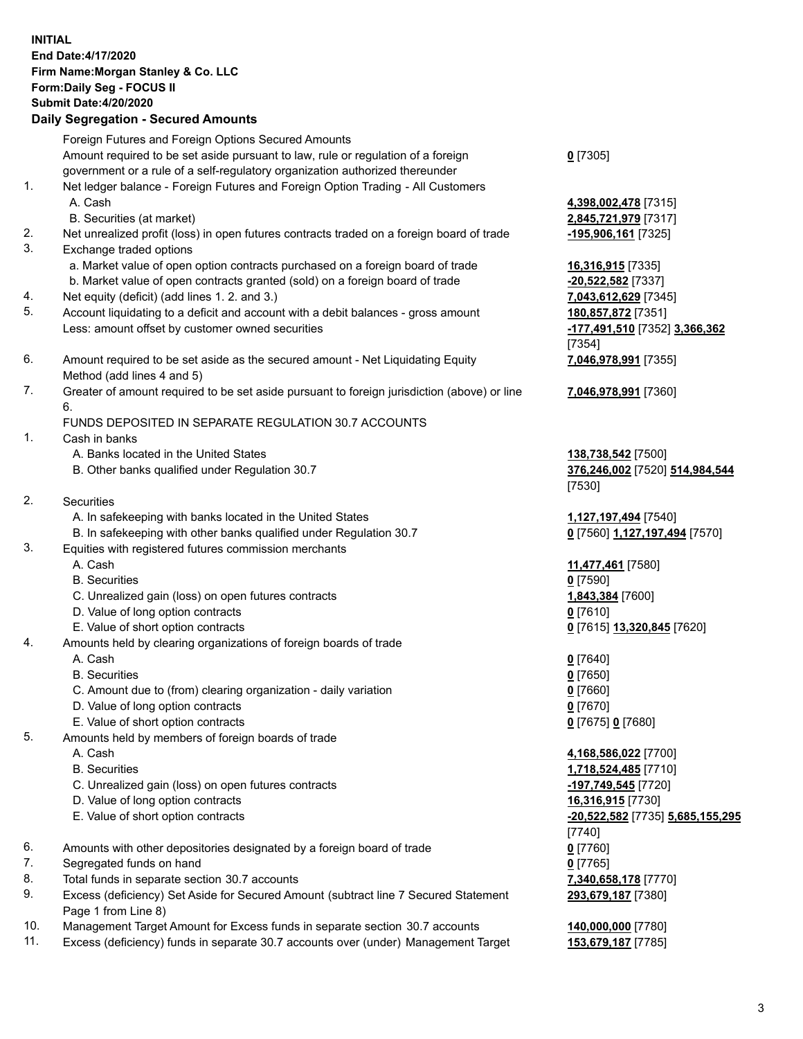**INITIAL**
**End Date:4/17/2020**
**Firm Name:Morgan Stanley & Co. LLC**
**Form:Daily Seg - FOCUS II**
**Submit Date:4/20/2020**

**Daily Segregation - Secured Amounts**

| | | |
|---|---|---|
| | Foreign Futures and Foreign Options Secured Amounts | |
| | Amount required to be set aside pursuant to law, rule or regulation of a foreign government or a rule of a self-regulatory organization authorized thereunder | **0** [7305] |
| 1. | Net ledger balance - Foreign Futures and Foreign Option Trading - All Customers | |
| | A. Cash | **4,398,002,478** [7315] |
| | B. Securities (at market) | **2,845,721,979** [7317] |
| 2. | Net unrealized profit (loss) in open futures contracts traded on a foreign board of trade | **-195,906,161** [7325] |
| 3. | Exchange traded options | |
| | a. Market value of open option contracts purchased on a foreign board of trade | **16,316,915** [7335] |
| | b. Market value of open contracts granted (sold) on a foreign board of trade | **-20,522,582** [7337] |
| 4. | Net equity (deficit) (add lines 1. 2. and 3.) | **7,043,612,629** [7345] |
| 5. | Account liquidating to a deficit and account with a debit balances - gross amount | **180,857,872** [7351] |
| | Less: amount offset by customer owned securities | **-177,491,510** [7352] **3,366,362** [7354] |
| 6. | Amount required to be set aside as the secured amount - Net Liquidating Equity Method (add lines 4 and 5) | **7,046,978,991** [7355] |
| 7. | Greater of amount required to be set aside pursuant to foreign jurisdiction (above) or line 6. | **7,046,978,991** [7360] |
| | FUNDS DEPOSITED IN SEPARATE REGULATION 30.7 ACCOUNTS | |
| 1. | Cash in banks | |
| | A. Banks located in the United States | **138,738,542** [7500] |
| | B. Other banks qualified under Regulation 30.7 | **376,246,002** [7520] **514,984,544** [7530] |
| 2. | Securities | |
| | A. In safekeeping with banks located in the United States | **1,127,197,494** [7540] |
| | B. In safekeeping with other banks qualified under Regulation 30.7 | **0** [7560] **1,127,197,494** [7570] |
| 3. | Equities with registered futures commission merchants | |
| | A. Cash | **11,477,461** [7580] |
| | B. Securities | **0** [7590] |
| | C. Unrealized gain (loss) on open futures contracts | **1,843,384** [7600] |
| | D. Value of long option contracts | **0** [7610] |
| | E. Value of short option contracts | **0** [7615] **13,320,845** [7620] |
| 4. | Amounts held by clearing organizations of foreign boards of trade | |
| | A. Cash | **0** [7640] |
| | B. Securities | **0** [7650] |
| | C. Amount due to (from) clearing organization - daily variation | **0** [7660] |
| | D. Value of long option contracts | **0** [7670] |
| | E. Value of short option contracts | **0** [7675] **0** [7680] |
| 5. | Amounts held by members of foreign boards of trade | |
| | A. Cash | **4,168,586,022** [7700] |
| | B. Securities | **1,718,524,485** [7710] |
| | C. Unrealized gain (loss) on open futures contracts | **-197,749,545** [7720] |
| | D. Value of long option contracts | **16,316,915** [7730] |
| | E. Value of short option contracts | **-20,522,582** [7735] **5,685,155,295** [7740] |
| 6. | Amounts with other depositories designated by a foreign board of trade | **0** [7760] |
| 7. | Segregated funds on hand | **0** [7765] |
| 8. | Total funds in separate section 30.7 accounts | **7,340,658,178** [7770] |
| 9. | Excess (deficiency) Set Aside for Secured Amount (subtract line 7 Secured Statement Page 1 from Line 8) | **293,679,187** [7380] |
| 10. | Management Target Amount for Excess funds in separate section 30.7 accounts | **140,000,000** [7780] |
| 11. | Excess (deficiency) funds in separate 30.7 accounts over (under) Management Target | **153,679,187** [7785] |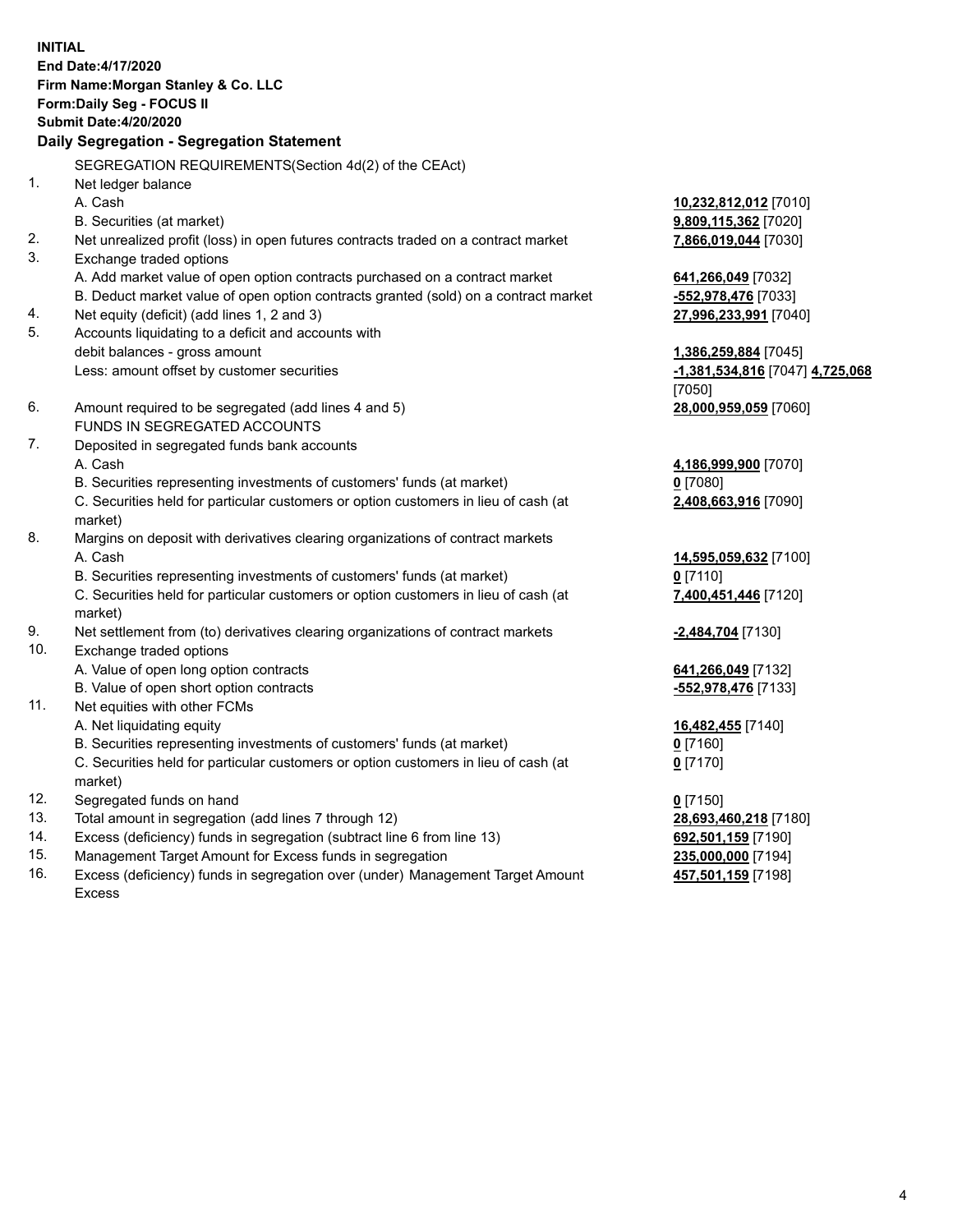**INITIAL**
**End Date:4/17/2020**
**Firm Name:Morgan Stanley & Co. LLC**
**Form:Daily Seg - FOCUS II**
**Submit Date:4/20/2020**

## Daily Segregation - Segregation Statement

| | | |
|---|---|---|
| | SEGREGATION REQUIREMENTS(Section 4d(2) of the CEAct) | |
| 1. | Net ledger balance | |
| | A. Cash | **10,232,812,012** [7010] |
| | B. Securities (at market) | **9,809,115,362** [7020] |
| 2. | Net unrealized profit (loss) in open futures contracts traded on a contract market | **7,866,019,044** [7030] |
| 3. | Exchange traded options | |
| | A. Add market value of open option contracts purchased on a contract market | **641,266,049** [7032] |
| | B. Deduct market value of open option contracts granted (sold) on a contract market | **-552,978,476** [7033] |
| 4. | Net equity (deficit) (add lines 1, 2 and 3) | **27,996,233,991** [7040] |
| 5. | Accounts liquidating to a deficit and accounts with debit balances - gross amount | **1,386,259,884** [7045] |
| | Less: amount offset by customer securities | **-1,381,534,816** [7047] **4,725,068** [7050] |
| 6. | Amount required to be segregated (add lines 4 and 5) | **28,000,959,059** [7060] |
| | FUNDS IN SEGREGATED ACCOUNTS | |
| 7. | Deposited in segregated funds bank accounts | |
| | A. Cash | **4,186,999,900** [7070] |
| | B. Securities representing investments of customers' funds (at market) | **0** [7080] |
| | C. Securities held for particular customers or option customers in lieu of cash (at market) | **2,408,663,916** [7090] |
| 8. | Margins on deposit with derivatives clearing organizations of contract markets | |
| | A. Cash | **14,595,059,632** [7100] |
| | B. Securities representing investments of customers' funds (at market) | **0** [7110] |
| | C. Securities held for particular customers or option customers in lieu of cash (at market) | **7,400,451,446** [7120] |
| 9. | Net settlement from (to) derivatives clearing organizations of contract markets | **-2,484,704** [7130] |
| 10. | Exchange traded options | |
| | A. Value of open long option contracts | **641,266,049** [7132] |
| | B. Value of open short option contracts | **-552,978,476** [7133] |
| 11. | Net equities with other FCMs | |
| | A. Net liquidating equity | **16,482,455** [7140] |
| | B. Securities representing investments of customers' funds (at market) | **0** [7160] |
| | C. Securities held for particular customers or option customers in lieu of cash (at market) | **0** [7170] |
| 12. | Segregated funds on hand | **0** [7150] |
| 13. | Total amount in segregation (add lines 7 through 12) | **28,693,460,218** [7180] |
| 14. | Excess (deficiency) funds in segregation (subtract line 6 from line 13) | **692,501,159** [7190] |
| 15. | Management Target Amount for Excess funds in segregation | **235,000,000** [7194] |
| 16. | Excess (deficiency) funds in segregation over (under) Management Target Amount Excess | **457,501,159** [7198] |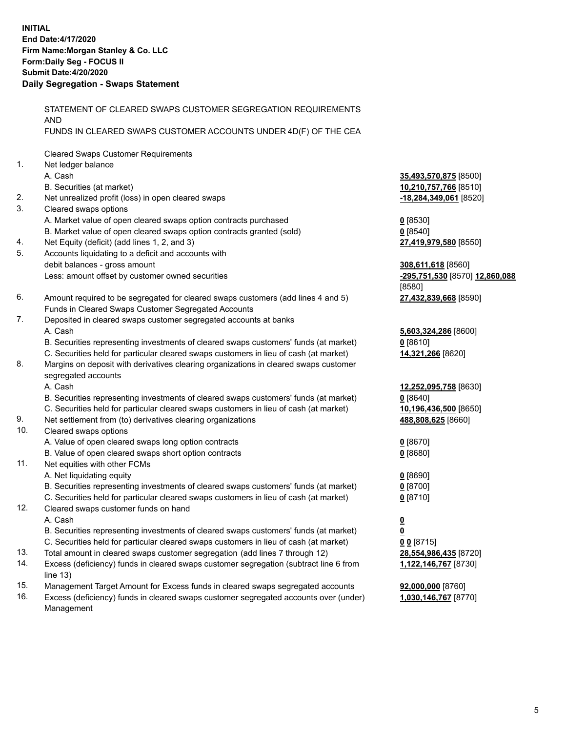**INITIAL**
**End Date:4/17/2020**
**Firm Name:Morgan Stanley & Co. LLC**
**Form:Daily Seg - FOCUS II**
**Submit Date:4/20/2020**
**Daily Segregation - Swaps Statement**

STATEMENT OF CLEARED SWAPS CUSTOMER SEGREGATION REQUIREMENTS AND FUNDS IN CLEARED SWAPS CUSTOMER ACCOUNTS UNDER 4D(F) OF THE CEA

| | | |
|---|---|---|
| | Cleared Swaps Customer Requirements | |
| 1. | Net ledger balance | |
| | A. Cash | **35,493,570,875** [8500] |
| | B. Securities (at market) | **10,210,757,766** [8510] |
| 2. | Net unrealized profit (loss) in open cleared swaps | **-18,284,349,061** [8520] |
| 3. | Cleared swaps options | |
| | A. Market value of open cleared swaps option contracts purchased | **0** [8530] |
| | B. Market value of open cleared swaps option contracts granted (sold) | **0** [8540] |
| 4. | Net Equity (deficit) (add lines 1, 2, and 3) | **27,419,979,580** [8550] |
| 5. | Accounts liquidating to a deficit and accounts with debit balances - gross amount | **308,611,618** [8560] |
| | Less: amount offset by customer owned securities | **-295,751,530** [8570] **12,860,088** [8580] |
| 6. | Amount required to be segregated for cleared swaps customers (add lines 4 and 5) | **27,432,839,668** [8590] |
| | Funds in Cleared Swaps Customer Segregated Accounts | |
| 7. | Deposited in cleared swaps customer segregated accounts at banks | |
| | A. Cash | **5,603,324,286** [8600] |
| | B. Securities representing investments of cleared swaps customers' funds (at market) | **0** [8610] |
| | C. Securities held for particular cleared swaps customers in lieu of cash (at market) | **14,321,266** [8620] |
| 8. | Margins on deposit with derivatives clearing organizations in cleared swaps customer segregated accounts | |
| | A. Cash | **12,252,095,758** [8630] |
| | B. Securities representing investments of cleared swaps customers' funds (at market) | **0** [8640] |
| | C. Securities held for particular cleared swaps customers in lieu of cash (at market) | **10,196,436,500** [8650] |
| 9. | Net settlement from (to) derivatives clearing organizations | **488,808,625** [8660] |
| 10. | Cleared swaps options | |
| | A. Value of open cleared swaps long option contracts | **0** [8670] |
| | B. Value of open cleared swaps short option contracts | **0** [8680] |
| 11. | Net equities with other FCMs | |
| | A. Net liquidating equity | **0** [8690] |
| | B. Securities representing investments of cleared swaps customers' funds (at market) | **0** [8700] |
| | C. Securities held for particular cleared swaps customers in lieu of cash (at market) | **0** [8710] |
| 12. | Cleared swaps customer funds on hand | |
| | A. Cash | **0** |
| | B. Securities representing investments of cleared swaps customers' funds (at market) | **0** |
| | C. Securities held for particular cleared swaps customers in lieu of cash (at market) | **0** **0** [8715] |
| 13. | Total amount in cleared swaps customer segregation (add lines 7 through 12) | **28,554,986,435** [8720] |
| 14. | Excess (deficiency) funds in cleared swaps customer segregation (subtract line 6 from line 13) | **1,122,146,767** [8730] |
| 15. | Management Target Amount for Excess funds in cleared swaps segregated accounts | **92,000,000** [8760] |
| 16. | Excess (deficiency) funds in cleared swaps customer segregated accounts over (under) Management | **1,030,146,767** [8770] |